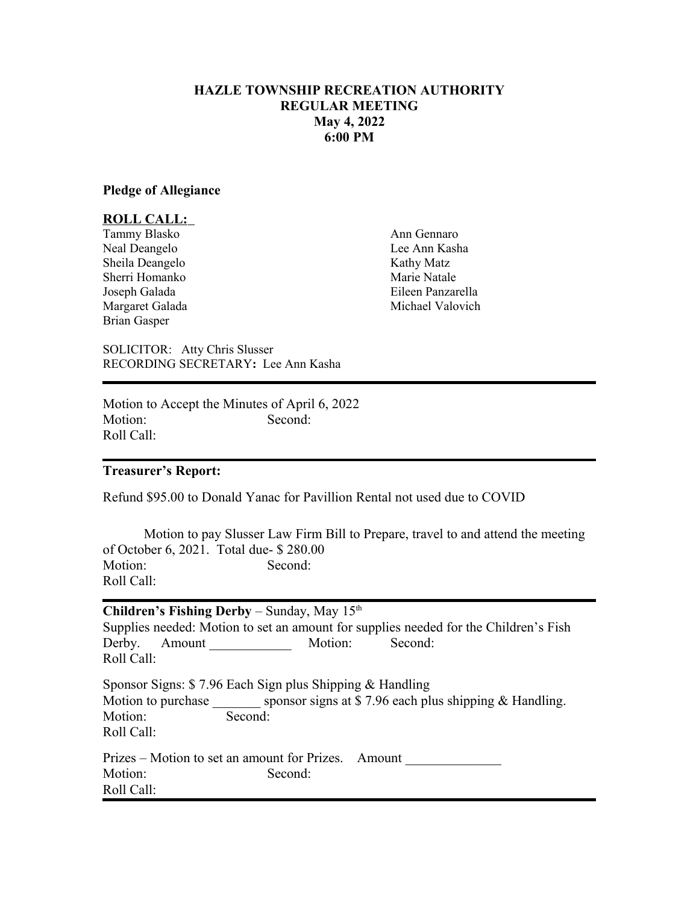**HAZLE TOWNSHIP RECREATION AUTHORITY**
**REGULAR MEETING**
**May 4, 2022**
**6:00 PM**

**Pledge of Allegiance**

**ROLL CALL:**

Tammy Blasko
Neal Deangelo
Sheila Deangelo
Sherri Homanko
Joseph Galada
Margaret Galada
Brian Gasper
Ann Gennaro
Lee Ann Kasha
Kathy Matz
Marie Natale
Eileen Panzarella
Michael Valovich

SOLICITOR: Atty Chris Slusser
RECORDING SECRETARY**:** Lee Ann Kasha

---

Motion to Accept the Minutes of April 6, 2022
Motion: Second:
Roll Call:

---

**Treasurer's Report:**

Refund $95.00 to Donald Yanac for Pavillion Rental not used due to COVID

Motion to pay Slusser Law Firm Bill to Prepare, travel to and attend the meeting of October 6, 2021. Total due- $ 280.00
Motion: Second:
Roll Call:

---

**Children's Fishing Derby** – Sunday, May 15th
Supplies needed: Motion to set an amount for supplies needed for the Children's Fish Derby. Amount ____________ Motion: Second:
Roll Call:

Sponsor Signs: $ 7.96 Each Sign plus Shipping & Handling
Motion to purchase _______ sponsor signs at $ 7.96 each plus shipping & Handling.
Motion: Second:
Roll Call:

Prizes – Motion to set an amount for Prizes. Amount ______________
Motion: Second:
Roll Call:

---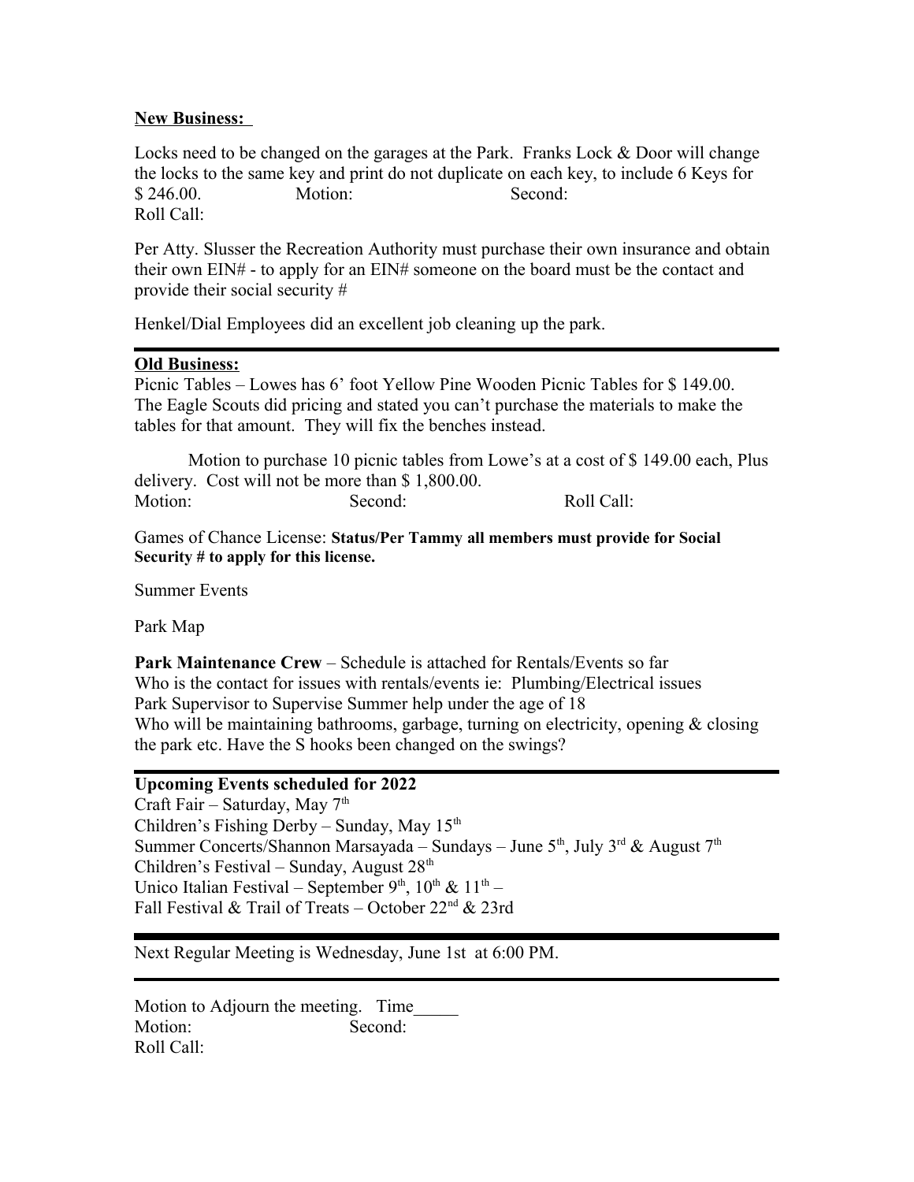**New Business:**

Locks need to be changed on the garages at the Park. Franks Lock & Door will change the locks to the same key and print do not duplicate on each key, to include 6 Keys for $ 246.00. Motion: Second:
Roll Call:

Per Atty. Slusser the Recreation Authority must purchase their own insurance and obtain their own EIN# - to apply for an EIN# someone on the board must be the contact and provide their social security #

Henkel/Dial Employees did an excellent job cleaning up the park.

---

**Old Business:**

Picnic Tables – Lowes has 6' foot Yellow Pine Wooden Picnic Tables for $ 149.00. The Eagle Scouts did pricing and stated you can't purchase the materials to make the tables for that amount. They will fix the benches instead.

Motion to purchase 10 picnic tables from Lowe's at a cost of $ 149.00 each, Plus delivery. Cost will not be more than $ 1,800.00.
Motion: Second: Roll Call:

Games of Chance License: **Status/Per Tammy all members must provide for Social Security # to apply for this license.**

Summer Events

Park Map

**Park Maintenance Crew** – Schedule is attached for Rentals/Events so far
Who is the contact for issues with rentals/events ie: Plumbing/Electrical issues
Park Supervisor to Supervise Summer help under the age of 18
Who will be maintaining bathrooms, garbage, turning on electricity, opening & closing the park etc. Have the S hooks been changed on the swings?

---

**Upcoming Events scheduled for 2022**

Craft Fair – Saturday, May 7th
Children's Fishing Derby – Sunday, May 15th
Summer Concerts/Shannon Marsayada – Sundays – June 5th, July 3rd & August 7th
Children's Festival – Sunday, August 28th
Unico Italian Festival – September 9th, 10th & 11th –
Fall Festival & Trail of Treats – October 22nd & 23rd

---

Next Regular Meeting is Wednesday, June 1st at 6:00 PM.

---

Motion to Adjourn the meeting. Time_____
Motion: Second:
Roll Call: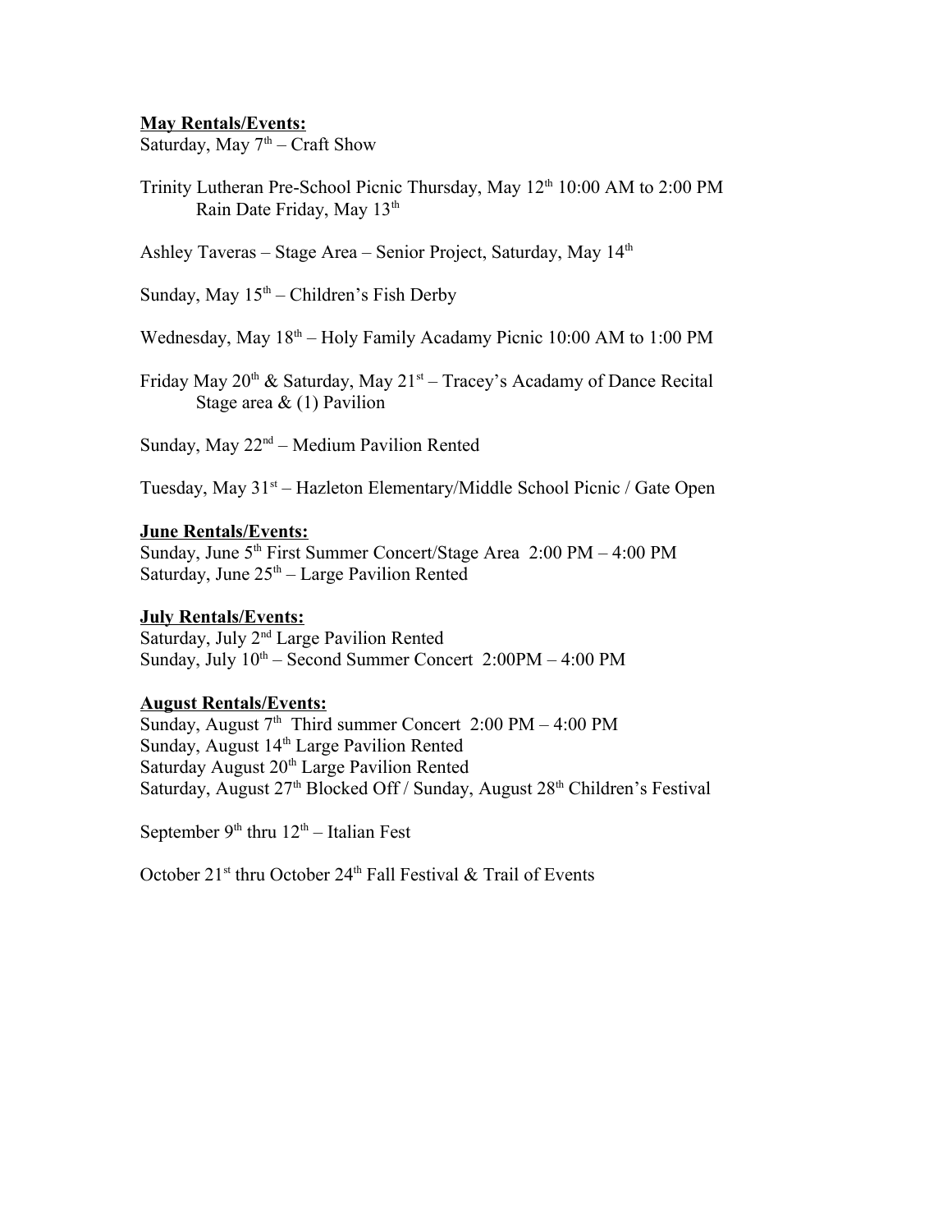**May Rentals/Events:**

Saturday, May 7th – Craft Show

Trinity Lutheran Pre-School Picnic Thursday, May 12th 10:00 AM to 2:00 PM
Rain Date Friday, May 13th

Ashley Taveras – Stage Area – Senior Project, Saturday, May 14th

Sunday, May 15th – Children's Fish Derby

Wednesday, May 18th – Holy Family Acadamy Picnic 10:00 AM to 1:00 PM

Friday May 20th & Saturday, May 21st – Tracey's Acadamy of Dance Recital
Stage area & (1) Pavilion

Sunday, May 22nd – Medium Pavilion Rented

Tuesday, May 31st – Hazleton Elementary/Middle School Picnic / Gate Open

**June Rentals/Events:**

Sunday, June 5th First Summer Concert/Stage Area 2:00 PM – 4:00 PM
Saturday, June 25th – Large Pavilion Rented

**July Rentals/Events:**

Saturday, July 2nd Large Pavilion Rented
Sunday, July 10th – Second Summer Concert 2:00PM – 4:00 PM

**August Rentals/Events:**

Sunday, August 7th Third summer Concert 2:00 PM – 4:00 PM
Sunday, August 14th Large Pavilion Rented
Saturday August 20th Large Pavilion Rented
Saturday, August 27th Blocked Off / Sunday, August 28th Children's Festival

September 9th thru 12th – Italian Fest

October 21st thru October 24th Fall Festival & Trail of Events